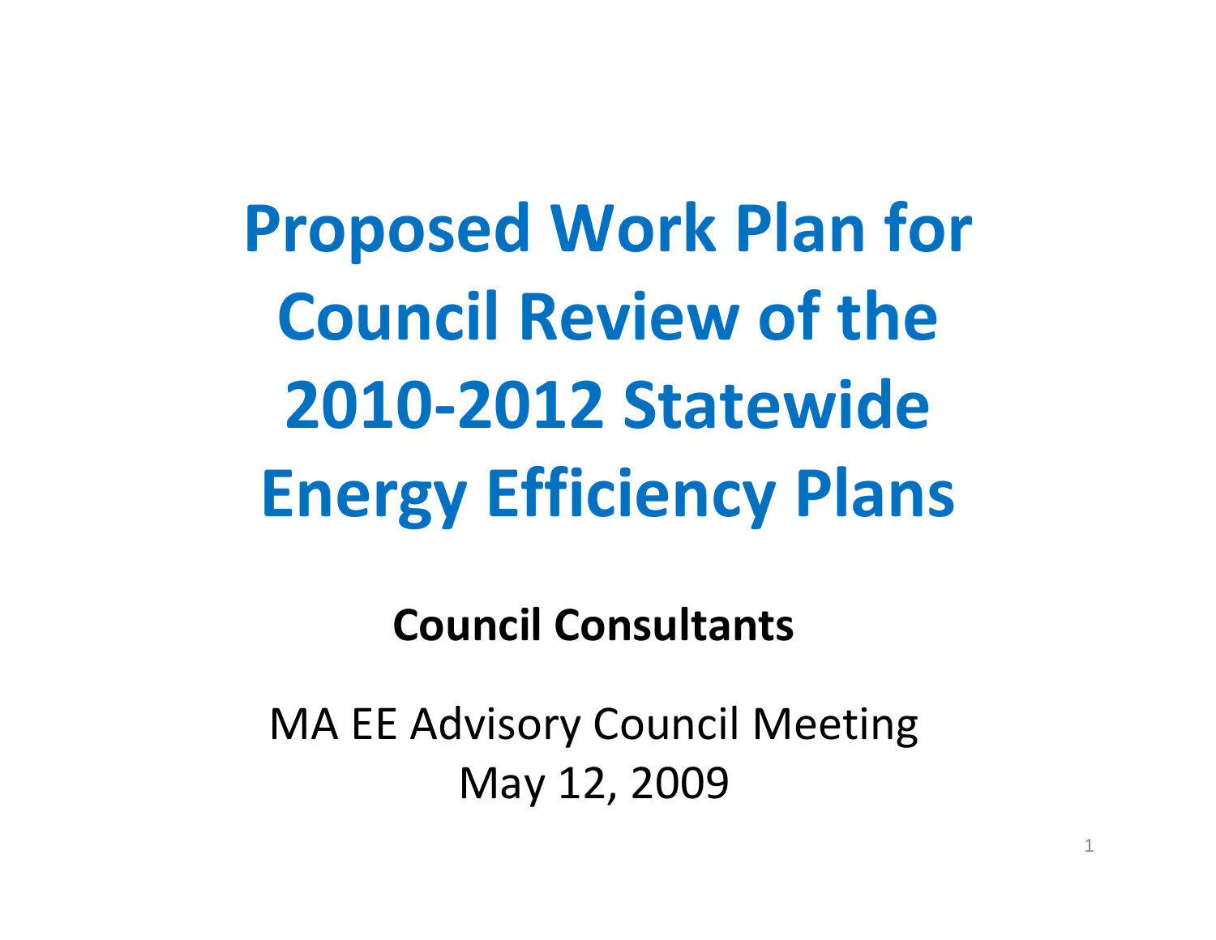# Proposed Work Plan for Council Review of the 2010-2012 Statewide Energy Efficiency Plans

**Council Consultants**

MA EE Advisory Council Meeting
May 12, 2009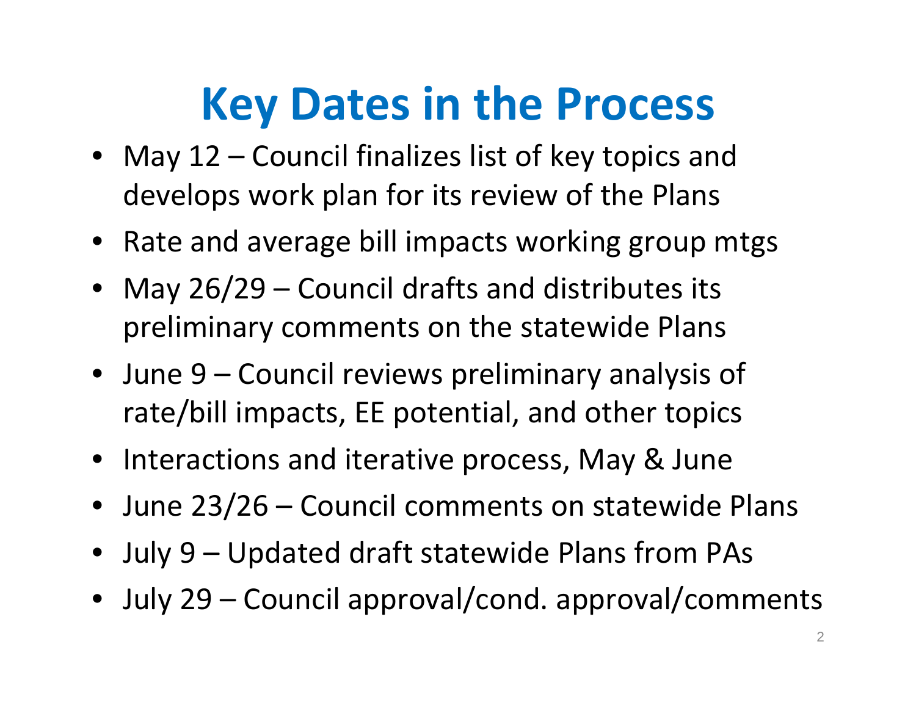# Key Dates in the Process

- May 12 – Council finalizes list of key topics and develops work plan for its review of the Plans
- Rate and average bill impacts working group mtgs
- May 26/29 – Council drafts and distributes its preliminary comments on the statewide Plans
- June 9 – Council reviews preliminary analysis of rate/bill impacts, EE potential, and other topics
- Interactions and iterative process, May & June
- June 23/26 – Council comments on statewide Plans
- July 9 – Updated draft statewide Plans from PAs
- July 29 – Council approval/cond. approval/comments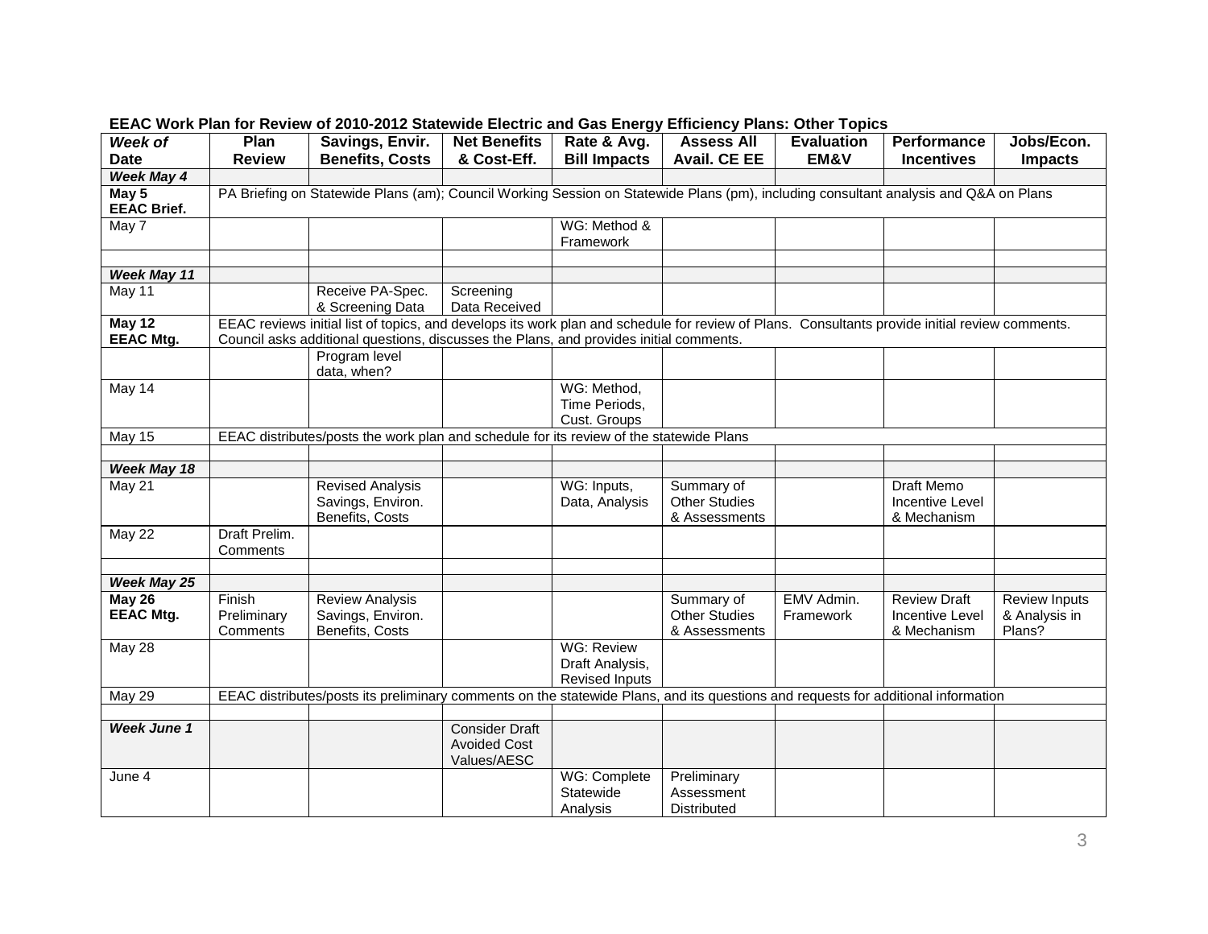**EEAC Work Plan for Review of 2010-2012 Statewide Electric and Gas Energy Efficiency Plans: Other Topics**

| *Week of* Date | Plan Review | Savings, Envir. Benefits, Costs | Net Benefits & Cost-Eff. | Rate & Avg. Bill Impacts | Assess All Avail. CE EE | Evaluation EM&V | Performance Incentives | Jobs/Econ. Impacts |
|---|---|---|---|---|---|---|---|---|
| ***Week May 4*** | | | | | | | | |
| **May 5 EEAC Brief.** | PA Briefing on Statewide Plans (am); Council Working Session on Statewide Plans (pm), including consultant analysis and Q&A on Plans | | | | | | | |
| May 7 | | | | WG: Method & Framework | | | | |
| | | | | | | | | |
| ***Week May 11*** | | | | | | | | |
| May 11 | | Receive PA-Spec. & Screening Data | Screening Data Received | | | | | |
| **May 12 EEAC Mtg.** | EEAC reviews initial list of topics, and develops its work plan and schedule for review of Plans. Consultants provide initial review comments. Council asks additional questions, discusses the Plans, and provides initial comments. | | | | | | | |
| | | Program level data, when? | | | | | | |
| May 14 | | | | WG: Method, Time Periods, Cust. Groups | | | | |
| May 15 | EEAC distributes/posts the work plan and schedule for its review of the statewide Plans | | | | | | | |
| | | | | | | | | |
| ***Week May 18*** | | | | | | | | |
| May 21 | | Revised Analysis Savings, Environ. Benefits, Costs | | WG: Inputs, Data, Analysis | Summary of Other Studies & Assessments | | Draft Memo Incentive Level & Mechanism | |
| May 22 | Draft Prelim. Comments | | | | | | | |
| | | | | | | | | |
| ***Week May 25*** | | | | | | | | |
| **May 26 EEAC Mtg.** | Finish Preliminary Comments | Review Analysis Savings, Environ. Benefits, Costs | | | Summary of Other Studies & Assessments | EMV Admin. Framework | Review Draft Incentive Level & Mechanism | Review Inputs & Analysis in Plans? |
| May 28 | | | | WG: Review Draft Analysis, Revised Inputs | | | | |
| May 29 | EEAC distributes/posts its preliminary comments on the statewide Plans, and its questions and requests for additional information | | | | | | | |
| | | | | | | | | |
| ***Week June 1*** | | | Consider Draft Avoided Cost Values/AESC | | | | | |
| June 4 | | | | WG: Complete Statewide Analysis | Preliminary Assessment Distributed | | | |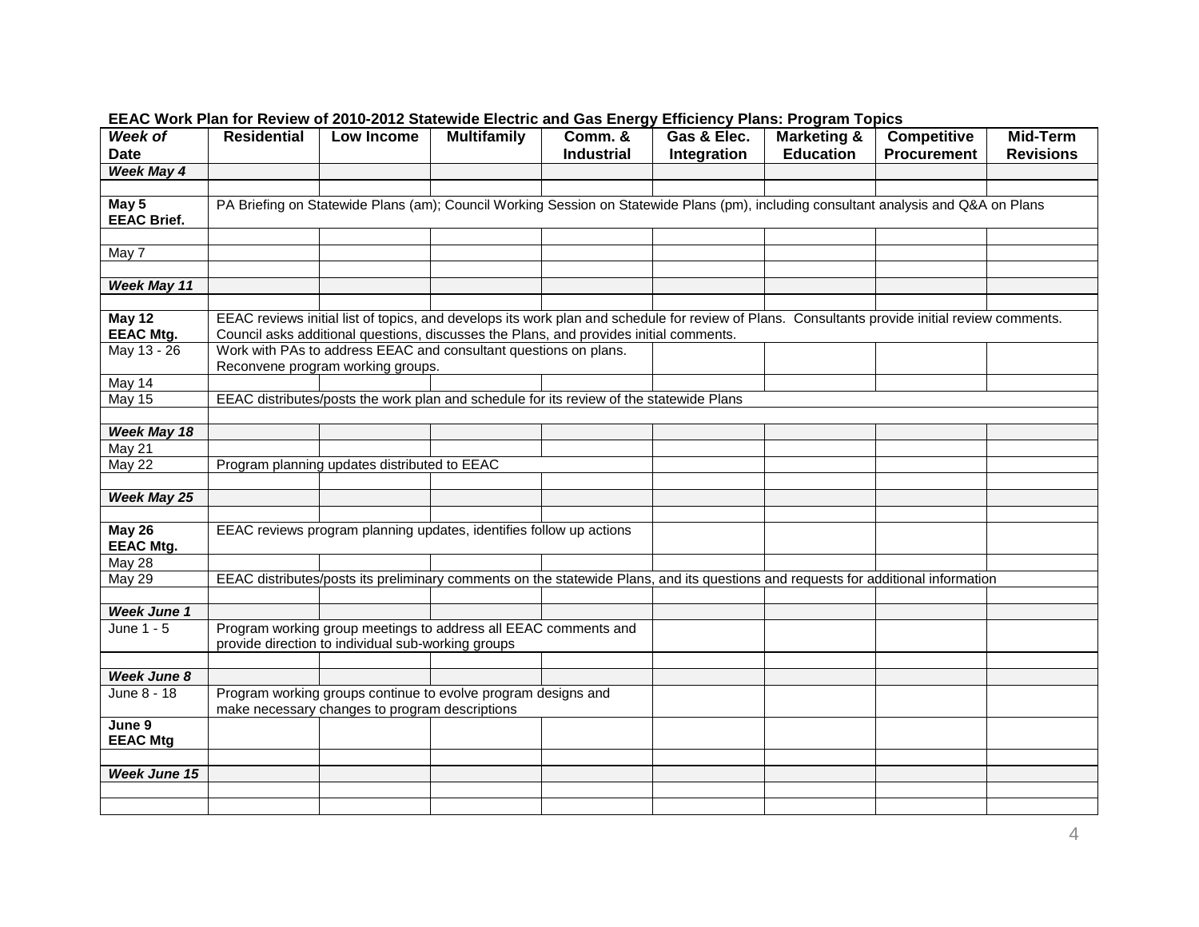**EEAC Work Plan for Review of 2010-2012 Statewide Electric and Gas Energy Efficiency Plans: Program Topics**

| *Week of* Date | Residential | Low Income | Multifamily | Comm. & Industrial | Gas & Elec. Integration | Marketing & Education | Competitive Procurement | Mid-Term Revisions |
|---|---|---|---|---|---|---|---|---|
| ***Week May 4*** | | | | | | | | |
| | | | | | | | | |
| **May 5 EEAC Brief.** | PA Briefing on Statewide Plans (am); Council Working Session on Statewide Plans (pm), including consultant analysis and Q&A on Plans | | | | | | | |
| | | | | | | | | |
| May 7 | | | | | | | | |
| | | | | | | | | |
| ***Week May 11*** | | | | | | | | |
| | | | | | | | | |
| **May 12 EEAC Mtg.** | EEAC reviews initial list of topics, and develops its work plan and schedule for review of Plans. Consultants provide initial review comments. Council asks additional questions, discusses the Plans, and provides initial comments. | | | | | | | |
| May 13 - 26 | Work with PAs to address EEAC and consultant questions on plans. Reconvene program working groups. | | | | | | | |
| May 14 | | | | | | | | |
| May 15 | EEAC distributes/posts the work plan and schedule for its review of the statewide Plans | | | | | | | |
| | | | | | | | | |
| ***Week May 18*** | | | | | | | | |
| May 21 | | | | | | | | |
| May 22 | Program planning updates distributed to EEAC | | | | | | | |
| | | | | | | | | |
| ***Week May 25*** | | | | | | | | |
| | | | | | | | | |
| **May 26 EEAC Mtg.** | EEAC reviews program planning updates, identifies follow up actions | | | | | | | |
| May 28 | | | | | | | | |
| May 29 | EEAC distributes/posts its preliminary comments on the statewide Plans, and its questions and requests for additional information | | | | | | | |
| | | | | | | | | |
| ***Week June 1*** | | | | | | | | |
| June 1 - 5 | Program working group meetings to address all EEAC comments and provide direction to individual sub-working groups | | | | | | | |
| | | | | | | | | |
| ***Week June 8*** | | | | | | | | |
| June 8 - 18 | Program working groups continue to evolve program designs and make necessary changes to program descriptions | | | | | | | |
| **June 9 EEAC Mtg** | | | | | | | | |
| | | | | | | | | |
| ***Week June 15*** | | | | | | | | |
| | | | | | | | | |
| | | | | | | | | |